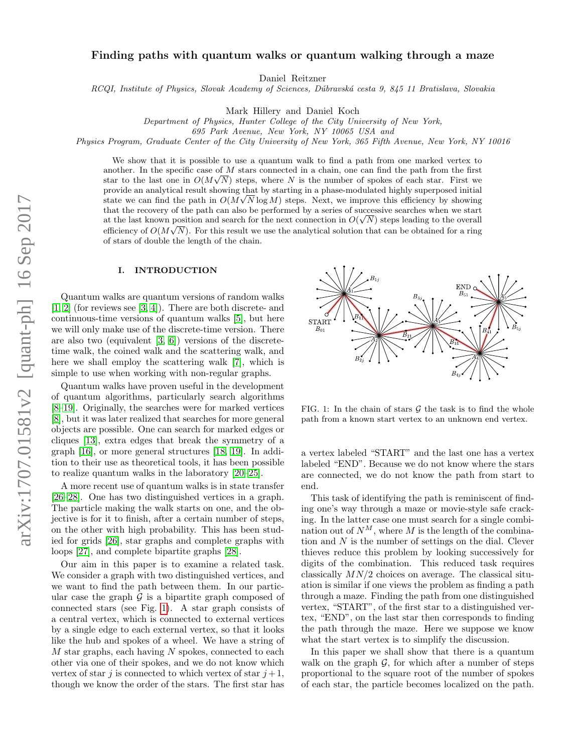# Finding paths with quantum walks or quantum walking through a maze

Daniel Reitzner

*RCQI, Institute of Physics, Slovak Academy of Sciences, Dúbravská cesta 9, 845 11 Bratislava, Slovakia*

Mark Hillery and Daniel Koch

*Department of Physics, Hunter College of the City University of New York, 695 Park Avenue, New York, NY 10065 USA and Physics Program, Graduate Center of the City University of New York, 365 Fifth Avenue, New York, NY 10016*

We show that it is possible to use a quantum walk to find a path from one marked vertex to another. In the specific case of $M$ stars connected in a chain, one can find the path from the first star to the last one in $O(M\sqrt{N})$ steps, where $N$ is the number of spokes of each star. First we provide an analytical result showing that by starting in a phase-modulated highly superposed initial state we can find the path in $O(M\sqrt{N}\log M)$ steps. Next, we improve this efficiency by showing that the recovery of the path can also be performed by a series of successive searches when we start at the last known position and search for the next connection in $O(\sqrt{N})$ steps leading to the overall efficiency of $O(M\sqrt{N})$. For this result we use the analytical solution that can be obtained for a ring of stars of double the length of the chain.

## I. INTRODUCTION

Quantum walks are quantum versions of random walks [1, 2] (for reviews see [3, 4]). There are both discrete- and continuous-time versions of quantum walks [5], but here we will only make use of the discrete-time version. There are also two (equivalent [3, 6]) versions of the discrete-time walk, the coined walk and the scattering walk, and here we shall employ the scattering walk [7], which is simple to use when working with non-regular graphs.

Quantum walks have proven useful in the development of quantum algorithms, particularly search algorithms [8–19]. Originally, the searches were for marked vertices [8], but it was later realized that searches for more general objects are possible. One can search for marked edges or cliques [13], extra edges that break the symmetry of a graph [16], or more general structures [18, 19]. In addition to their use as theoretical tools, it has been possible to realize quantum walks in the laboratory [20–25].

A more recent use of quantum walks is in state transfer [26–28]. One has two distinguished vertices in a graph. The particle making the walk starts on one, and the objective is for it to finish, after a certain number of steps, on the other with high probability. This has been studied for grids [26], star graphs and complete graphs with loops [27], and complete bipartite graphs [28].

Our aim in this paper is to examine a related task. We consider a graph with two distinguished vertices, and we want to find the path between them. In our particular case the graph $\mathcal{G}$ is a bipartite graph composed of connected stars (see Fig. 1). A star graph consists of a central vertex, which is connected to external vertices by a single edge to each external vertex, so that it looks like the hub and spokes of a wheel. We have a string of $M$ star graphs, each having $N$ spokes, connected to each other via one of their spokes, and we do not know which vertex of star $j$ is connected to which vertex of star $j+1$, though we know the order of the stars. The first star has a vertex labeled "START" and the last one has a vertex labeled "END". Because we do not know where the stars are connected, we do not know the path from start to end.

FIG. 1: In the chain of stars $\mathcal{G}$ the task is to find the whole path from a known start vertex to an unknown end vertex.

This task of identifying the path is reminiscent of finding one's way through a maze or movie-style safe cracking. In the latter case one must search for a single combination out of $N^M$, where $M$ is the length of the combination and $N$ is the number of settings on the dial. Clever thieves reduce this problem by looking successively for digits of the combination. This reduced task requires classically $MN/2$ choices on average. The classical situation is similar if one views the problem as finding a path through a maze. Finding the path from one distinguished vertex, "START", of the first star to a distinguished vertex, "END", on the last star then corresponds to finding the path through the maze. Here we suppose we know what the start vertex is to simplify the discussion.

In this paper we shall show that there is a quantum walk on the graph $\mathcal{G}$, for which after a number of steps proportional to the square root of the number of spokes of each star, the particle becomes localized on the path.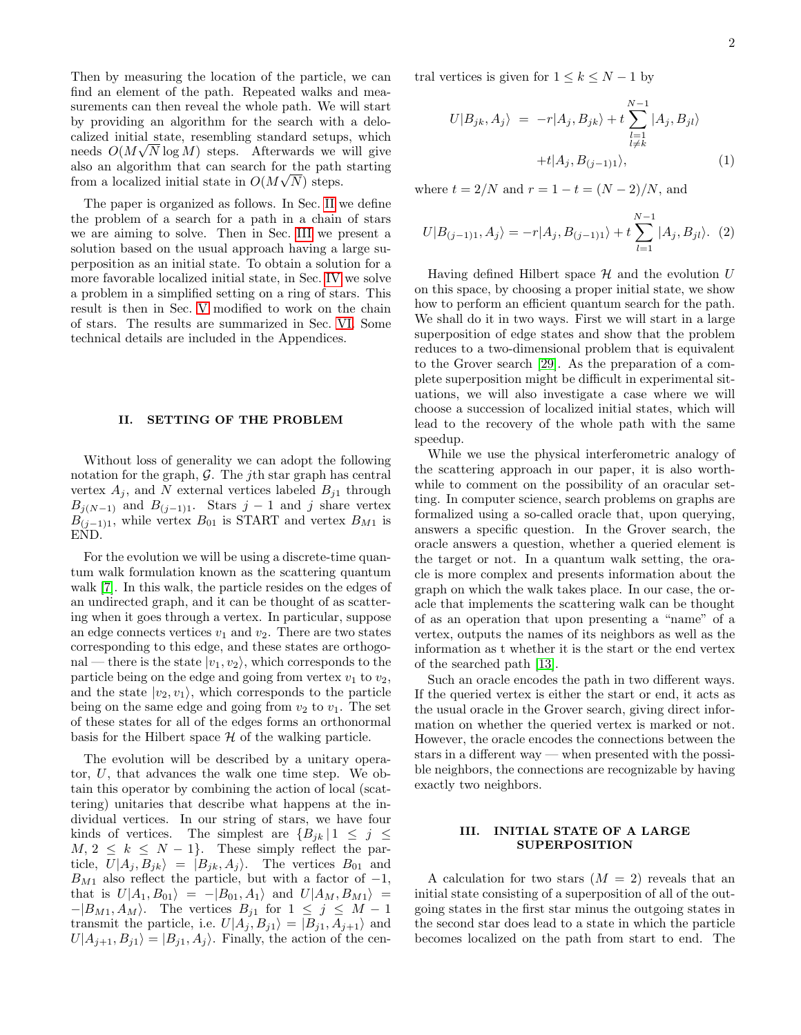Then by measuring the location of the particle, we can find an element of the path. Repeated walks and measurements can then reveal the whole path. We will start by providing an algorithm for the search with a delocalized initial state, resembling standard setups, which needs $O(M\sqrt{N}\log M)$ steps. Afterwards we will give also an algorithm that can search for the path starting from a localized initial state in $O(M\sqrt{N})$ steps.

The paper is organized as follows. In Sec. II we define the problem of a search for a path in a chain of stars we are aiming to solve. Then in Sec. III we present a solution based on the usual approach having a large superposition as an initial state. To obtain a solution for a more favorable localized initial state, in Sec. IV we solve a problem in a simplified setting on a ring of stars. This result is then in Sec. V modified to work on the chain of stars. The results are summarized in Sec. VI. Some technical details are included in the Appendices.

## II. SETTING OF THE PROBLEM

Without loss of generality we can adopt the following notation for the graph, $\mathcal{G}$. The $j$th star graph has central vertex $A_j$, and $N$ external vertices labeled $B_{j1}$ through $B_{j(N-1)}$ and $B_{(j-1)1}$. Stars $j-1$ and $j$ share vertex $B_{(j-1)1}$, while vertex $B_{01}$ is START and vertex $B_{M1}$ is END.

For the evolution we will be using a discrete-time quantum walk formulation known as the scattering quantum walk [7]. In this walk, the particle resides on the edges of an undirected graph, and it can be thought of as scattering when it goes through a vertex. In particular, suppose an edge connects vertices $v_1$ and $v_2$. There are two states corresponding to this edge, and these states are orthogonal — there is the state $|v_1, v_2\rangle$, which corresponds to the particle being on the edge and going from vertex $v_1$ to $v_2$, and the state $|v_2, v_1\rangle$, which corresponds to the particle being on the same edge and going from $v_2$ to $v_1$. The set of these states for all of the edges forms an orthonormal basis for the Hilbert space $\mathcal{H}$ of the walking particle.

The evolution will be described by a unitary operator, $U$, that advances the walk one time step. We obtain this operator by combining the action of local (scattering) unitaries that describe what happens at the individual vertices. In our string of stars, we have four kinds of vertices. The simplest are $\{B_{jk} \,|\, 1 \leq j \leq M,\, 2 \leq k \leq N-1\}$. These simply reflect the particle, $U|A_j, B_{jk}\rangle = |B_{jk}, A_j\rangle$. The vertices $B_{01}$ and $B_{M1}$ also reflect the particle, but with a factor of $-1$, that is $U|A_1, B_{01}\rangle = -|B_{01}, A_1\rangle$ and $U|A_M, B_{M1}\rangle = -|B_{M1}, A_M\rangle$. The vertices $B_{j1}$ for $1 \leq j \leq M-1$ transmit the particle, i.e. $U|A_j, B_{j1}\rangle = |B_{j1}, A_{j+1}\rangle$ and $U|A_{j+1}, B_{j1}\rangle = |B_{j1}, A_j\rangle$. Finally, the action of the central vertices is given for $1 \leq k \leq N-1$ by

$$
\begin{aligned}
U|B_{jk}, A_j\rangle &= -r|A_j, B_{jk}\rangle + t\sum_{\substack{l=1 \\ l\neq k}}^{N-1}|A_j, B_{jl}\rangle \\
&\quad + t|A_j, B_{(j-1)1}\rangle, 
\end{aligned}
\tag{1}
$$

where $t = 2/N$ and $r = 1 - t = (N-2)/N$, and

$$
U|B_{(j-1)1}, A_j\rangle = -r|A_j, B_{(j-1)1}\rangle + t\sum_{l=1}^{N-1}|A_j, B_{jl}\rangle. \tag{2}
$$

Having defined Hilbert space $\mathcal{H}$ and the evolution $U$ on this space, by choosing a proper initial state, we show how to perform an efficient quantum search for the path. We shall do it in two ways. First we will start in a large superposition of edge states and show that the problem reduces to a two-dimensional problem that is equivalent to the Grover search [29]. As the preparation of a complete superposition might be difficult in experimental situations, we will also investigate a case where we will choose a succession of localized initial states, which will lead to the recovery of the whole path with the same speedup.

While we use the physical interferometric analogy of the scattering approach in our paper, it is also worthwhile to comment on the possibility of an oracular setting. In computer science, search problems on graphs are formalized using a so-called oracle that, upon querying, answers a specific question. In the Grover search, the oracle answers a question, whether a queried element is the target or not. In a quantum walk setting, the oracle is more complex and presents information about the graph on which the walk takes place. In our case, the oracle that implements the scattering walk can be thought of as an operation that upon presenting a "name" of a vertex, outputs the names of its neighbors as well as the information as t whether it is the start or the end vertex of the searched path [13].

Such an oracle encodes the path in two different ways. If the queried vertex is either the start or end, it acts as the usual oracle in the Grover search, giving direct information on whether the queried vertex is marked or not. However, the oracle encodes the connections between the stars in a different way — when presented with the possible neighbors, the connections are recognizable by having exactly two neighbors.

## III. INITIAL STATE OF A LARGE SUPERPOSITION

A calculation for two stars ($M = 2$) reveals that an initial state consisting of a superposition of all of the outgoing states in the first star minus the outgoing states in the second star does lead to a state in which the particle becomes localized on the path from start to end. The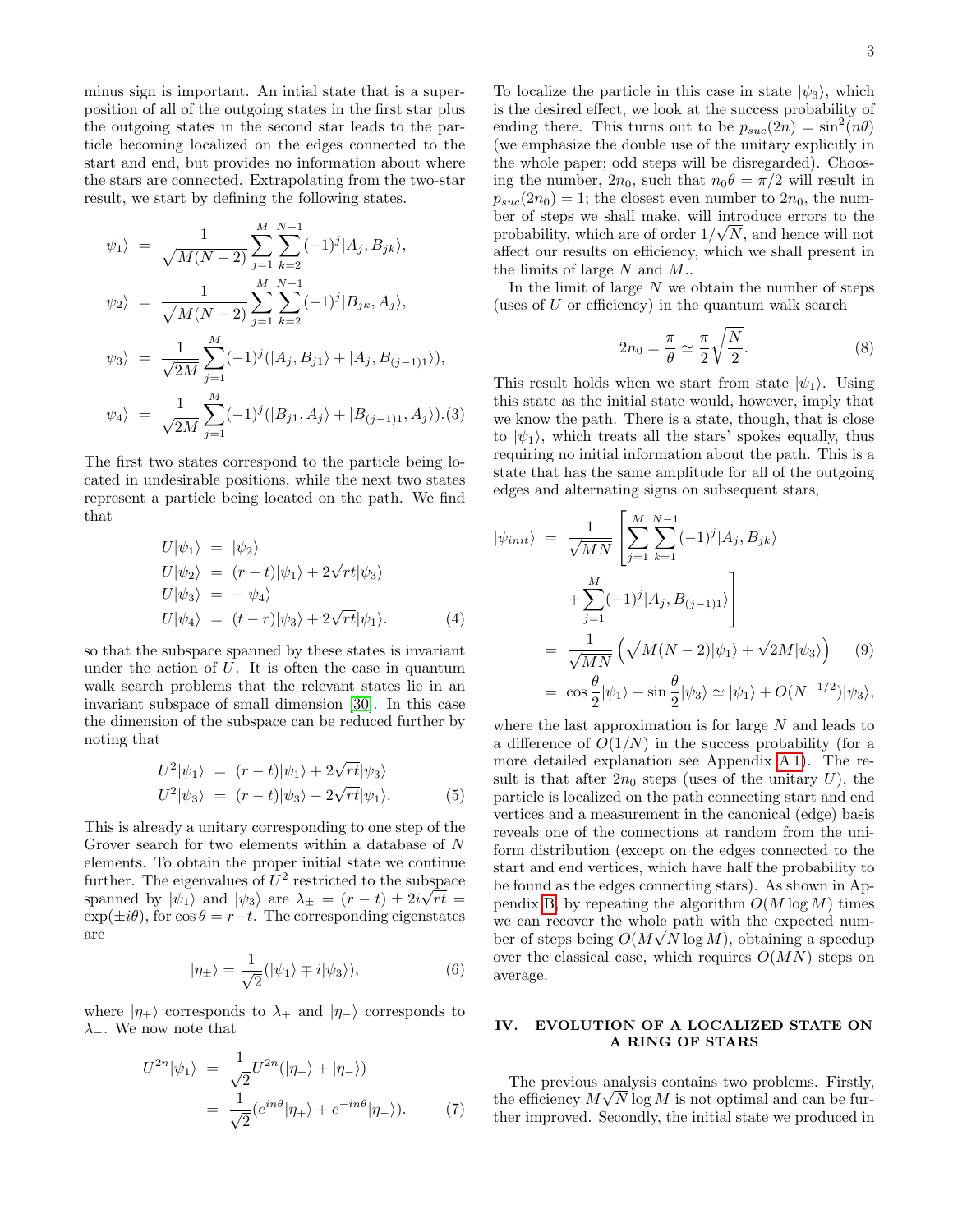minus sign is important. An intial state that is a superposition of all of the outgoing states in the first star plus the outgoing states in the second star leads to the particle becoming localized on the edges connected to the start and end, but provides no information about where the stars are connected. Extrapolating from the two-star result, we start by defining the following states.

$$
\begin{aligned}
|\psi_1\rangle &= \frac{1}{\sqrt{M(N-2)}} \sum_{j=1}^{M} \sum_{k=2}^{N-1} (-1)^j |A_j, B_{jk}\rangle, \\
|\psi_2\rangle &= \frac{1}{\sqrt{M(N-2)}} \sum_{j=1}^{M} \sum_{k=2}^{N-1} (-1)^j |B_{jk}, A_j\rangle, \\
|\psi_3\rangle &= \frac{1}{\sqrt{2M}} \sum_{j=1}^{M} (-1)^j (|A_j, B_{j1}\rangle + |A_j, B_{(j-1)1}\rangle), \\
|\psi_4\rangle &= \frac{1}{\sqrt{2M}} \sum_{j=1}^{M} (-1)^j (|B_{j1}, A_j\rangle + |B_{(j-1)1}, A_j\rangle). \quad (3)
\end{aligned}
$$

The first two states correspond to the particle being located in undesirable positions, while the next two states represent a particle being located on the path. We find that

$$
\begin{aligned}
U|\psi_1\rangle &= |\psi_2\rangle \\
U|\psi_2\rangle &= (r-t)|\psi_1\rangle + 2\sqrt{rt}|\psi_3\rangle \\
U|\psi_3\rangle &= -|\psi_4\rangle \\
U|\psi_4\rangle &= (t-r)|\psi_3\rangle + 2\sqrt{rt}|\psi_1\rangle. \quad (4)
\end{aligned}
$$

so that the subspace spanned by these states is invariant under the action of $U$. It is often the case in quantum walk search problems that the relevant states lie in an invariant subspace of small dimension [30]. In this case the dimension of the subspace can be reduced further by noting that

$$
\begin{aligned}
U^2|\psi_1\rangle &= (r-t)|\psi_1\rangle + 2\sqrt{rt}|\psi_3\rangle \\
U^2|\psi_3\rangle &= (r-t)|\psi_3\rangle - 2\sqrt{rt}|\psi_1\rangle. \quad (5)
\end{aligned}
$$

This is already a unitary corresponding to one step of the Grover search for two elements within a database of $N$ elements. To obtain the proper initial state we continue further. The eigenvalues of $U^2$ restricted to the subspace spanned by $|\psi_1\rangle$ and $|\psi_3\rangle$ are $\lambda_\pm = (r-t) \pm 2i\sqrt{rt} = \exp(\pm i\theta)$, for $\cos\theta = r-t$. The corresponding eigenstates are

$$
|\eta_\pm\rangle = \frac{1}{\sqrt{2}}(|\psi_1\rangle \mp i|\psi_3\rangle), \quad (6)
$$

where $|\eta_+\rangle$ corresponds to $\lambda_+$ and $|\eta_-\rangle$ corresponds to $\lambda_-$. We now note that

$$
\begin{aligned}
U^{2n}|\psi_1\rangle &= \frac{1}{\sqrt{2}} U^{2n}(|\eta_+\rangle + |\eta_-\rangle) \\
&= \frac{1}{\sqrt{2}}(e^{in\theta}|\eta_+\rangle + e^{-in\theta}|\eta_-\rangle). \quad (7)
\end{aligned}
$$

To localize the particle in this case in state $|\psi_3\rangle$, which is the desired effect, we look at the success probability of ending there. This turns out to be $p_{suc}(2n) = \sin^2(n\theta)$ (we emphasize the double use of the unitary explicitly in the whole paper; odd steps will be disregarded). Choosing the number, $2n_0$, such that $n_0\theta = \pi/2$ will result in $p_{suc}(2n_0) = 1$; the closest even number to $2n_0$, the number of steps we shall make, will introduce errors to the probability, which are of order $1/\sqrt{N}$, and hence will not affect our results on efficiency, which we shall present in the limits of large $N$ and $M$..

In the limit of large $N$ we obtain the number of steps (uses of $U$ or efficiency) in the quantum walk search

$$
2n_0 = \frac{\pi}{\theta} \simeq \frac{\pi}{2}\sqrt{\frac{N}{2}}. \quad (8)
$$

This result holds when we start from state $|\psi_1\rangle$. Using this state as the initial state would, however, imply that we know the path. There is a state, though, that is close to $|\psi_1\rangle$, which treats all the stars' spokes equally, thus requiring no initial information about the path. This is a state that has the same amplitude for all of the outgoing edges and alternating signs on subsequent stars,

$$
\begin{aligned}
|\psi_{init}\rangle &= \frac{1}{\sqrt{MN}} \left[ \sum_{j=1}^{M} \sum_{k=1}^{N-1} (-1)^j |A_j, B_{jk}\rangle \right. \\
&\quad \left. + \sum_{j=1}^{M} (-1)^j |A_j, B_{(j-1)1}\rangle \right] \\
&= \frac{1}{\sqrt{MN}} \left( \sqrt{M(N-2)}|\psi_1\rangle + \sqrt{2M}|\psi_3\rangle \right) \quad (9) \\
&= \cos\frac{\theta}{2}|\psi_1\rangle + \sin\frac{\theta}{2}|\psi_3\rangle \simeq |\psi_1\rangle + O(N^{-1/2})|\psi_3\rangle,
\end{aligned}
$$

where the last approximation is for large $N$ and leads to a difference of $O(1/N)$ in the success probability (for a more detailed explanation see Appendix A 1). The result is that after $2n_0$ steps (uses of the unitary $U$), the particle is localized on the path connecting start and end vertices and a measurement in the canonical (edge) basis reveals one of the connections at random from the uniform distribution (except on the edges connected to the start and end vertices, which have half the probability to be found as the edges connecting stars). As shown in Appendix B, by repeating the algorithm $O(M \log M)$ times we can recover the whole path with the expected number of steps being $O(M\sqrt{N}\log M)$, obtaining a speedup over the classical case, which requires $O(MN)$ steps on average.

## IV. EVOLUTION OF A LOCALIZED STATE ON A RING OF STARS

The previous analysis contains two problems. Firstly, the efficiency $M\sqrt{N}\log M$ is not optimal and can be further improved. Secondly, the initial state we produced in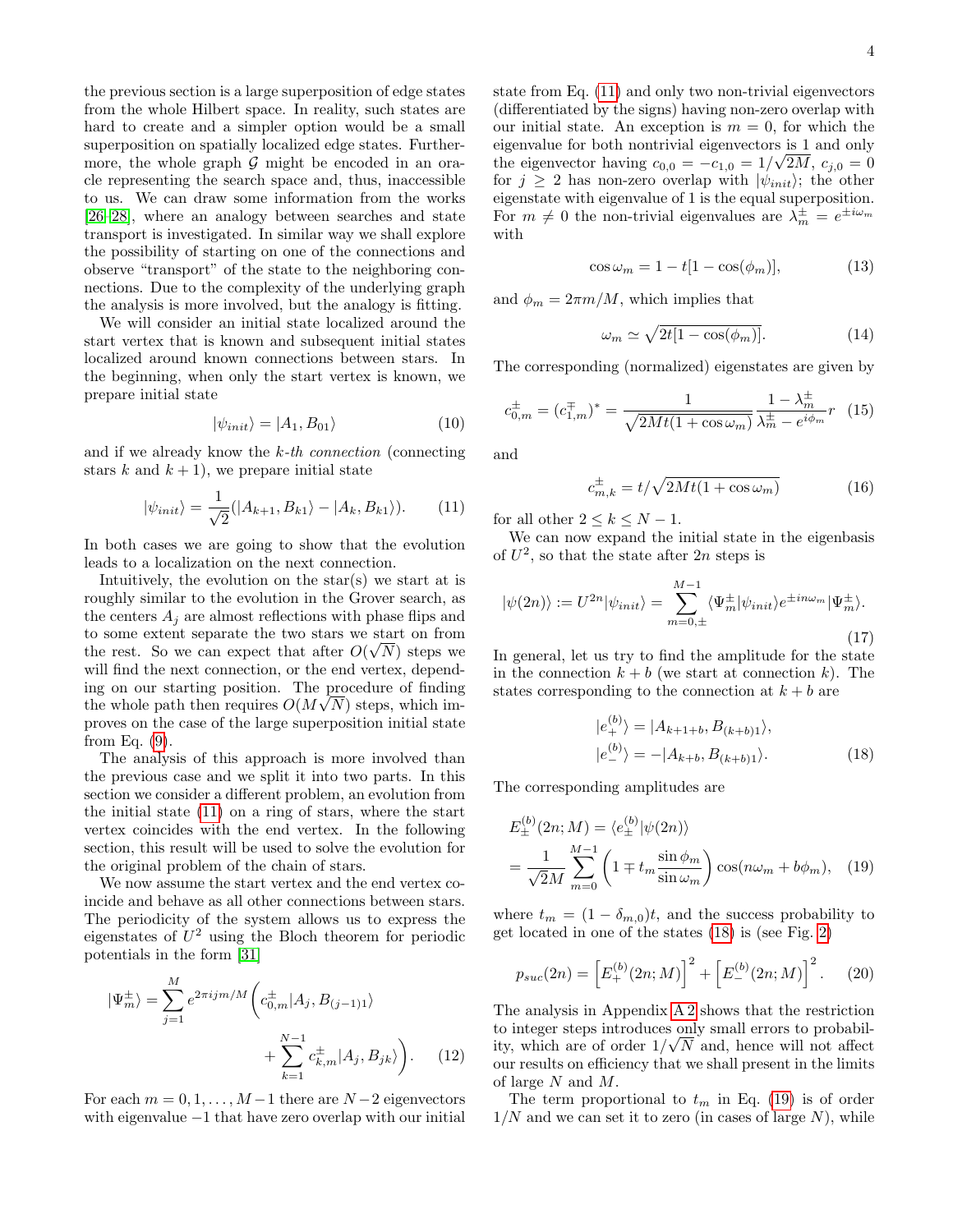the previous section is a large superposition of edge states from the whole Hilbert space. In reality, such states are hard to create and a simpler option would be a small superposition on spatially localized edge states. Furthermore, the whole graph $\mathcal{G}$ might be encoded in an oracle representing the search space and, thus, inaccessible to us. We can draw some information from the works [26–28], where an analogy between searches and state transport is investigated. In similar way we shall explore the possibility of starting on one of the connections and observe "transport" of the state to the neighboring connections. Due to the complexity of the underlying graph the analysis is more involved, but the analogy is fitting.

We will consider an initial state localized around the start vertex that is known and subsequent initial states localized around known connections between stars. In the beginning, when only the start vertex is known, we prepare initial state

$$|\psi_{init}\rangle = |A_1, B_{01}\rangle \tag{10}$$

and if we already know the *k-th connection* (connecting stars $k$ and $k+1$), we prepare initial state

$$|\psi_{init}\rangle = \frac{1}{\sqrt{2}}(|A_{k+1}, B_{k1}\rangle - |A_k, B_{k1}\rangle). \tag{11}$$

In both cases we are going to show that the evolution leads to a localization on the next connection.

Intuitively, the evolution on the star(s) we start at is roughly similar to the evolution in the Grover search, as the centers $A_j$ are almost reflections with phase flips and to some extent separate the two stars we start on from the rest. So we can expect that after $O(\sqrt{N})$ steps we will find the next connection, or the end vertex, depending on our starting position. The procedure of finding the whole path then requires $O(M\sqrt{N})$ steps, which improves on the case of the large superposition initial state from Eq. (9).

The analysis of this approach is more involved than the previous case and we split it into two parts. In this section we consider a different problem, an evolution from the initial state (11) on a ring of stars, where the start vertex coincides with the end vertex. In the following section, this result will be used to solve the evolution for the original problem of the chain of stars.

We now assume the start vertex and the end vertex coincide and behave as all other connections between stars. The periodicity of the system allows us to express the eigenstates of $U^2$ using the Bloch theorem for periodic potentials in the form [31]

$$|\Psi_m^{\pm}\rangle = \sum_{j=1}^{M} e^{2\pi i j m/M}\bigg(c_{0,m}^{\pm}|A_j, B_{(j-1)1}\rangle + \sum_{k=1}^{N-1} c_{k,m}^{\pm}|A_j, B_{jk}\rangle\bigg). \tag{12}$$

For each $m = 0, 1, \dots, M-1$ there are $N-2$ eigenvectors with eigenvalue $-1$ that have zero overlap with our initial state from Eq. (11) and only two non-trivial eigenvectors (differentiated by the signs) having non-zero overlap with our initial state. An exception is $m = 0$, for which the eigenvalue for both nontrivial eigenvectors is 1 and only the eigenvector having $c_{0,0} = -c_{1,0} = 1/\sqrt{2M}$, $c_{j,0} = 0$ for $j \geq 2$ has non-zero overlap with $|\psi_{init}\rangle$; the other eigenstate with eigenvalue of 1 is the equal superposition. For $m \neq 0$ the non-trivial eigenvalues are $\lambda_m^{\pm} = e^{\pm i\omega_m}$ with

$$\cos\omega_m = 1 - t[1 - \cos(\phi_m)], \tag{13}$$

and $\phi_m = 2\pi m/M$, which implies that

$$\omega_m \simeq \sqrt{2t[1 - \cos(\phi_m)]}. \tag{14}$$

The corresponding (normalized) eigenstates are given by

$$c_{0,m}^{\pm} = (c_{1,m}^{\mp})^* = \frac{1}{\sqrt{2Mt(1+\cos\omega_m)}}\frac{1-\lambda_m^{\pm}}{\lambda_m^{\pm} - e^{i\phi_m}}r \tag{15}$$

and

$$c_{m,k}^{\pm} = t/\sqrt{2Mt(1+\cos\omega_m)} \tag{16}$$

for all other $2 \leq k \leq N-1$.

We can now expand the initial state in the eigenbasis of $U^2$, so that the state after $2n$ steps is

$$|\psi(2n)\rangle := U^{2n}|\psi_{init}\rangle = \sum_{m=0,\pm}^{M-1}\langle\Psi_m^{\pm}|\psi_{init}\rangle e^{\pm in\omega_m}|\Psi_m^{\pm}\rangle. \tag{17}$$

In general, let us try to find the amplitude for the state in the connection $k+b$ (we start at connection $k$). The states corresponding to the connection at $k+b$ are

$$\begin{aligned} |e_+^{(b)}\rangle &= |A_{k+1+b}, B_{(k+b)1}\rangle, \\ |e_-^{(b)}\rangle &= -|A_{k+b}, B_{(k+b)1}\rangle. \end{aligned} \tag{18}$$

The corresponding amplitudes are

$$\begin{aligned} E_{\pm}^{(b)}(2n; M) &= \langle e_{\pm}^{(b)}|\psi(2n)\rangle \\ &= \frac{1}{\sqrt{2}M}\sum_{m=0}^{M-1}\left(1 \mp t_m\frac{\sin\phi_m}{\sin\omega_m}\right)\cos(n\omega_m + b\phi_m), \end{aligned} \tag{19}$$

where $t_m = (1 - \delta_{m,0})t$, and the success probability to get located in one of the states (18) is (see Fig. 2)

$$p_{suc}(2n) = \left[E_+^{(b)}(2n; M)\right]^2 + \left[E_-^{(b)}(2n; M)\right]^2. \tag{20}$$

The analysis in Appendix A 2 shows that the restriction to integer steps introduces only small errors to probability, which are of order $1/\sqrt{N}$ and, hence will not affect our results on efficiency that we shall present in the limits of large $N$ and $M$.

The term proportional to $t_m$ in Eq. (19) is of order $1/N$ and we can set it to zero (in cases of large $N$), while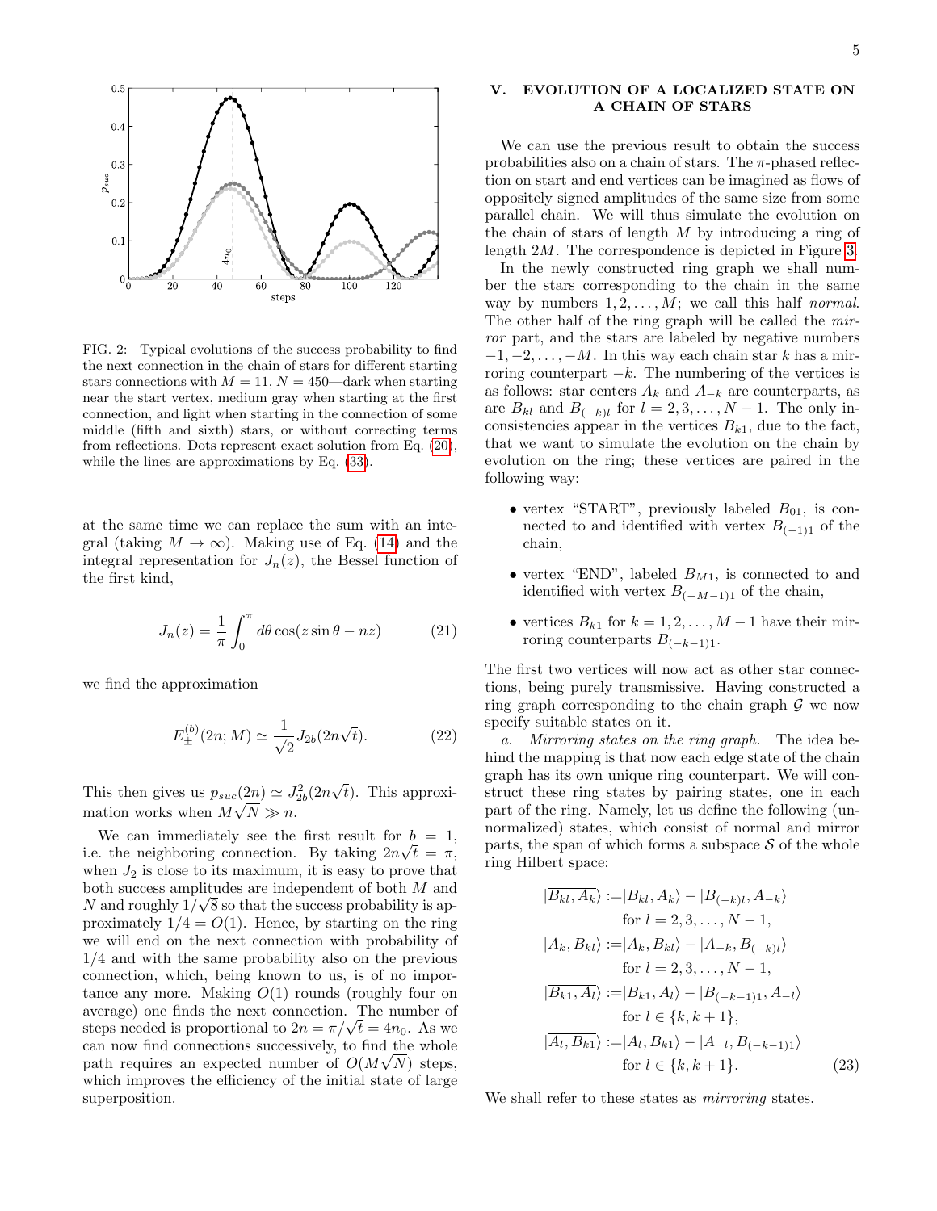FIG. 2: Typical evolutions of the success probability to find the next connection in the chain of stars for different starting stars connections with $M = 11$, $N = 450$—dark when starting near the start vertex, medium gray when starting at the first connection, and light when starting in the connection of some middle (fifth and sixth) stars, or without correcting terms from reflections. Dots represent exact solution from Eq. (20), while the lines are approximations by Eq. (33).

at the same time we can replace the sum with an integral (taking $M \to \infty$). Making use of Eq. (14) and the integral representation for $J_n(z)$, the Bessel function of the first kind,

$$J_n(z) = \frac{1}{\pi}\int_0^\pi d\theta \cos(z\sin\theta - nz) \tag{21}$$

we find the approximation

$$E_\pm^{(b)}(2n; M) \simeq \frac{1}{\sqrt{2}} J_{2b}(2n\sqrt{t}). \tag{22}$$

This then gives us $p_{suc}(2n) \simeq J_{2b}^2(2n\sqrt{t})$. This approximation works when $M\sqrt{N} \gg n$.

We can immediately see the first result for $b = 1$, i.e. the neighboring connection. By taking $2n\sqrt{t} = \pi$, when $J_2$ is close to its maximum, it is easy to prove that both success amplitudes are independent of both $M$ and $N$ and roughly $1/\sqrt{8}$ so that the success probability is approximately $1/4 = O(1)$. Hence, by starting on the ring we will end on the next connection with probability of $1/4$ and with the same probability also on the previous connection, which, being known to us, is of no importance any more. Making $O(1)$ rounds (roughly four on average) one finds the next connection. The number of steps needed is proportional to $2n = \pi/\sqrt{t} = 4n_0$. As we can now find connections successively, to find the whole path requires an expected number of $O(M\sqrt{N})$ steps, which improves the efficiency of the initial state of large superposition.

## V. EVOLUTION OF A LOCALIZED STATE ON A CHAIN OF STARS

We can use the previous result to obtain the success probabilities also on a chain of stars. The $\pi$-phased reflection on start and end vertices can be imagined as flows of oppositely signed amplitudes of the same size from some parallel chain. We will thus simulate the evolution on the chain of stars of length $M$ by introducing a ring of length $2M$. The correspondence is depicted in Figure 3.

In the newly constructed ring graph we shall number the stars corresponding to the chain in the same way by numbers $1, 2, \ldots, M$; we call this half *normal*. The other half of the ring graph will be called the *mirror* part, and the stars are labeled by negative numbers $-1, -2, \ldots, -M$. In this way each chain star $k$ has a mirroring counterpart $-k$. The numbering of the vertices is as follows: star centers $A_k$ and $A_{-k}$ are counterparts, as are $B_{kl}$ and $B_{(-k)l}$ for $l = 2, 3, \ldots, N-1$. The only inconsistencies appear in the vertices $B_{k1}$, due to the fact, that we want to simulate the evolution on the chain by evolution on the ring; these vertices are paired in the following way:

- vertex "START", previously labeled $B_{01}$, is connected to and identified with vertex $B_{(-1)1}$ of the chain,
- vertex "END", labeled $B_{M1}$, is connected to and identified with vertex $B_{(-M-1)1}$ of the chain,
- vertices $B_{k1}$ for $k = 1, 2, \ldots, M-1$ have their mirroring counterparts $B_{(-k-1)1}$.

The first two vertices will now act as other star connections, being purely transmissive. Having constructed a ring graph corresponding to the chain graph $\mathcal{G}$ we now specify suitable states on it.

*a. Mirroring states on the ring graph.* The idea behind the mapping is that now each edge state of the chain graph has its own unique ring counterpart. We will construct these ring states by pairing states, one in each part of the ring. Namely, let us define the following (unnormalized) states, which consist of normal and mirror parts, the span of which forms a subspace $\mathcal{S}$ of the whole ring Hilbert space:

$$\begin{aligned}
|\overline{B_{kl}, A_k}\rangle &:= |B_{kl}, A_k\rangle - |B_{(-k)l}, A_{-k}\rangle \\
&\quad \text{for } l = 2, 3, \ldots, N-1, \\
|\overline{A_k, B_{kl}}\rangle &:= |A_k, B_{kl}\rangle - |A_{-k}, B_{(-k)l}\rangle \\
&\quad \text{for } l = 2, 3, \ldots, N-1, \\
|\overline{B_{k1}, A_l}\rangle &:= |B_{k1}, A_l\rangle - |B_{(-k-1)1}, A_{-l}\rangle \\
&\quad \text{for } l \in \{k, k+1\}, \\
|\overline{A_l, B_{k1}}\rangle &:= |A_l, B_{k1}\rangle - |A_{-l}, B_{(-k-1)1}\rangle \\
&\quad \text{for } l \in \{k, k+1\}.
\end{aligned} \tag{23}$$

We shall refer to these states as *mirroring* states.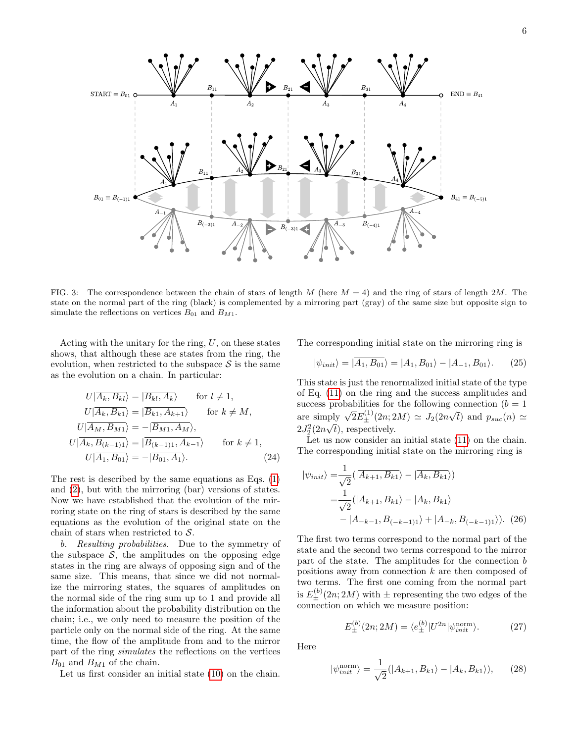FIG. 3: The correspondence between the chain of stars of length $M$ (here $M = 4$) and the ring of stars of length $2M$. The state on the normal part of the ring (black) is complemented by a mirroring part (gray) of the same size but opposite sign to simulate the reflections on vertices $B_{01}$ and $B_{M1}$.

Acting with the unitary for the ring, $U$, on these states shows, that although these are states from the ring, the evolution, when restricted to the subspace $\mathcal{S}$ is the same as the evolution on a chain. In particular:

$$
\begin{aligned}
U|\overline{A_k, B_{kl}}\rangle &= |\overline{B_{kl}, A_k}\rangle \qquad \text{for } l \neq 1, \\
U|\overline{A_k, B_{k1}}\rangle &= |\overline{B_{k1}, A_{k+1}}\rangle \qquad \text{for } k \neq M, \\
U|\overline{A_M, B_{M1}}\rangle &= -|\overline{B_{M1}, A_M}\rangle, \\
U|\overline{A_k, B_{(k-1)1}}\rangle &= |\overline{B_{(k-1)1}, A_{k-1}}\rangle \qquad \text{for } k \neq 1, \\
U|\overline{A_1, B_{01}}\rangle &= -|\overline{B_{01}, A_1}\rangle.
\end{aligned} \tag{24}
$$

The rest is described by the same equations as Eqs. (1) and (2), but with the mirroring (bar) versions of states. Now we have established that the evolution of the mirroring state on the ring of stars is described by the same equations as the evolution of the original state on the chain of stars when restricted to $\mathcal{S}$.

*b. Resulting probabilities.* Due to the symmetry of the subspace $\mathcal{S}$, the amplitudes on the opposing edge states in the ring are always of opposing sign and of the same size. This means, that since we did not normalize the mirroring states, the squares of amplitudes on the normal side of the ring sum up to 1 and provide all the information about the probability distribution on the chain; i.e., we only need to measure the position of the particle only on the normal side of the ring. At the same time, the flow of the amplitude from and to the mirror part of the ring *simulates* the reflections on the vertices $B_{01}$ and $B_{M1}$ of the chain.

Let us first consider an initial state (10) on the chain. The corresponding initial state on the mirroring ring is

$$
|\psi_{init}\rangle = |\overline{A_1, B_{01}}\rangle = |A_1, B_{01}\rangle - |A_{-1}, B_{01}\rangle. \tag{25}
$$

This state is just the renormalized initial state of the type of Eq. (11) on the ring and the success amplitudes and success probabilities for the following connection ($b = 1$ are simply $\sqrt{2}E_{\pm}^{(1)}(2n; 2M) \simeq J_2(2n\sqrt{t})$ and $p_{suc}(n) \simeq 2J_2^2(2n\sqrt{t})$, respectively.

Let us now consider an initial state (11) on the chain. The corresponding initial state on the mirroring ring is

$$
\begin{aligned}
|\psi_{init}\rangle =& \frac{1}{\sqrt{2}}(|\overline{A_{k+1}, B_{k1}}\rangle - |\overline{A_k, B_{k1}}\rangle) \\
=& \frac{1}{\sqrt{2}}(|A_{k+1}, B_{k1}\rangle - |A_k, B_{k1}\rangle \\
&- |A_{-k-1}, B_{(-k-1)1}\rangle + |A_{-k}, B_{(-k-1)1}\rangle).
\end{aligned} \tag{26}
$$

The first two terms correspond to the normal part of the state and the second two terms correspond to the mirror part of the state. The amplitudes for the connection $b$ positions away from connection $k$ are then composed of two terms. The first one coming from the normal part is $E_{\pm}^{(b)}(2n; 2M)$ with $\pm$ representing the two edges of the connection on which we measure position:

$$
E_{\pm}^{(b)}(2n; 2M) = \langle e_{\pm}^{(b)}|U^{2n}|\psi_{init}^{\text{norm}}\rangle. \tag{27}
$$

Here

$$
|\psi_{init}^{\text{norm}}\rangle = \frac{1}{\sqrt{2}}(|A_{k+1}, B_{k1}\rangle - |A_k, B_{k1}\rangle), \tag{28}
$$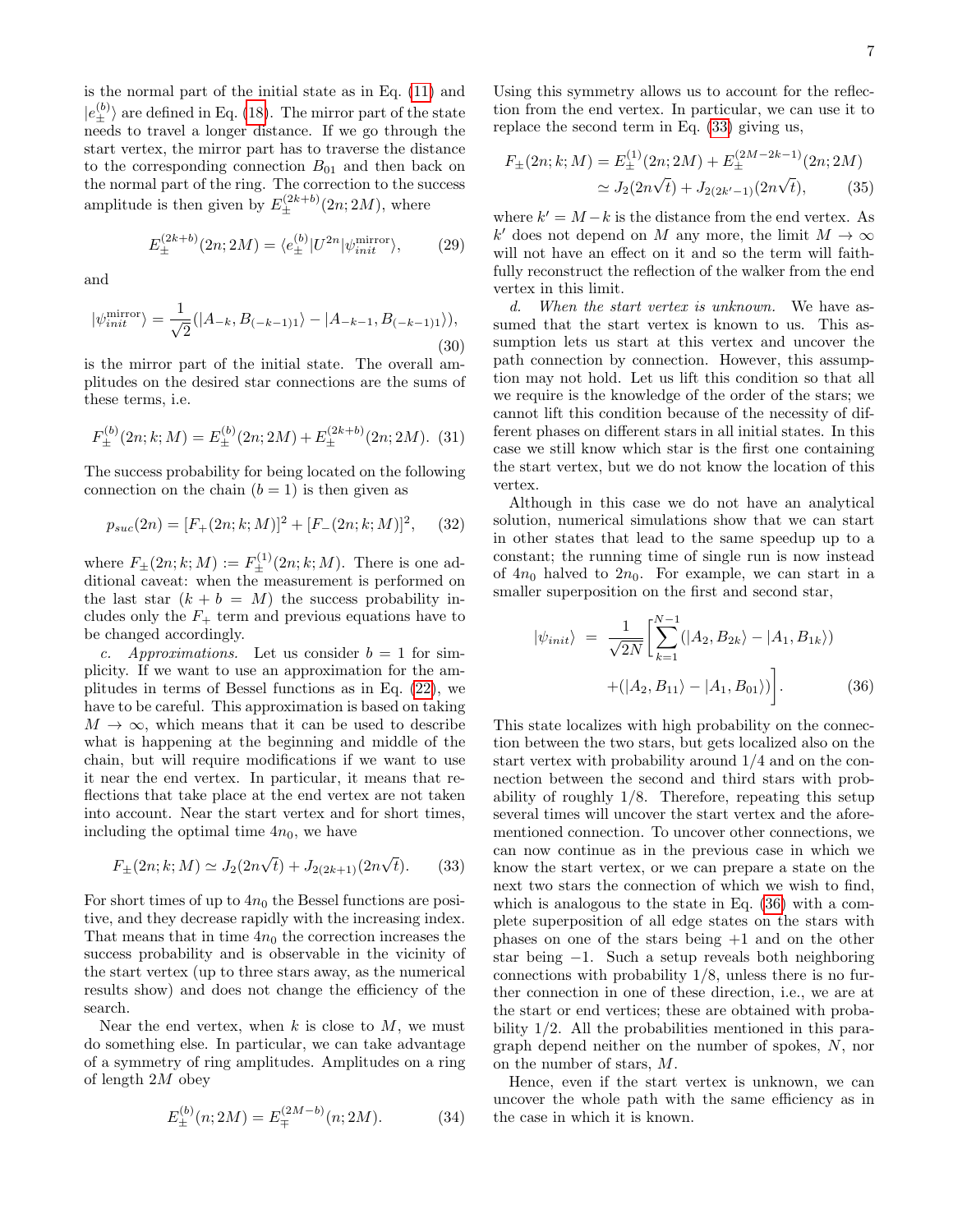is the normal part of the initial state as in Eq. (11) and $|e_{\pm}^{(b)}\rangle$ are defined in Eq. (18). The mirror part of the state needs to travel a longer distance. If we go through the start vertex, the mirror part has to traverse the distance to the corresponding connection $B_{01}$ and then back on the normal part of the ring. The correction to the success amplitude is then given by $E_{\pm}^{(2k+b)}(2n;2M)$, where

$$E_{\pm}^{(2k+b)}(2n;2M) = \langle e_{\pm}^{(b)}|U^{2n}|\psi_{init}^{\text{mirror}}\rangle, \tag{29}$$

and

$$|\psi_{init}^{\text{mirror}}\rangle = \frac{1}{\sqrt{2}}(|A_{-k}, B_{(-k-1)1}\rangle - |A_{-k-1}, B_{(-k-1)1}\rangle), \tag{30}$$

is the mirror part of the initial state. The overall amplitudes on the desired star connections are the sums of these terms, i.e.

$$F_{\pm}^{(b)}(2n;k;M) = E_{\pm}^{(b)}(2n;2M) + E_{\pm}^{(2k+b)}(2n;2M). \tag{31}$$

The success probability for being located on the following connection on the chain ($b=1$) is then given as

$$p_{suc}(2n) = [F_{+}(2n;k;M)]^2 + [F_{-}(2n;k;M)]^2, \tag{32}$$

where $F_{\pm}(2n;k;M) := F_{\pm}^{(1)}(2n;k;M)$. There is one additional caveat: when the measurement is performed on the last star ($k+b=M$) the success probability includes only the $F_{+}$ term and previous equations have to be changed accordingly.

*c. Approximations.* Let us consider $b=1$ for simplicity. If we want to use an approximation for the amplitudes in terms of Bessel functions as in Eq. (22), we have to be careful. This approximation is based on taking $M \to \infty$, which means that it can be used to describe what is happening at the beginning and middle of the chain, but will require modifications if we want to use it near the end vertex. In particular, it means that reflections that take place at the end vertex are not taken into account. Near the start vertex and for short times, including the optimal time $4n_0$, we have

$$F_{\pm}(2n;k;M) \simeq J_2(2n\sqrt{t}) + J_{2(2k+1)}(2n\sqrt{t}). \tag{33}$$

For short times of up to $4n_0$ the Bessel functions are positive, and they decrease rapidly with the increasing index. That means that in time $4n_0$ the correction increases the success probability and is observable in the vicinity of the start vertex (up to three stars away, as the numerical results show) and does not change the efficiency of the search.

Near the end vertex, when $k$ is close to $M$, we must do something else. In particular, we can take advantage of a symmetry of ring amplitudes. Amplitudes on a ring of length $2M$ obey

$$E_{\pm}^{(b)}(n;2M) = E_{\mp}^{(2M-b)}(n;2M). \tag{34}$$

Using this symmetry allows us to account for the reflection from the end vertex. In particular, we can use it to replace the second term in Eq. (33) giving us,

$$\begin{aligned} F_{\pm}(2n;k;M) &= E_{\pm}^{(1)}(2n;2M) + E_{\pm}^{(2M-2k-1)}(2n;2M) \\ &\simeq J_2(2n\sqrt{t}) + J_{2(2k'-1)}(2n\sqrt{t}), \end{aligned} \tag{35}$$

where $k' = M-k$ is the distance from the end vertex. As $k'$ does not depend on $M$ any more, the limit $M \to \infty$ will not have an effect on it and so the term will faithfully reconstruct the reflection of the walker from the end vertex in this limit.

*d. When the start vertex is unknown.* We have assumed that the start vertex is known to us. This assumption lets us start at this vertex and uncover the path connection by connection. However, this assumption may not hold. Let us lift this condition so that all we require is the knowledge of the order of the stars; we cannot lift this condition because of the necessity of different phases on different stars in all initial states. In this case we still know which star is the first one containing the start vertex, but we do not know the location of this vertex.

Although in this case we do not have an analytical solution, numerical simulations show that we can start in other states that lead to the same speedup up to a constant; the running time of single run is now instead of $4n_0$ halved to $2n_0$. For example, we can start in a smaller superposition on the first and second star,

$$|\psi_{init}\rangle = \frac{1}{\sqrt{2N}}\Big[\sum_{k=1}^{N-1}(|A_2, B_{2k}\rangle - |A_1, B_{1k}\rangle) + (|A_2, B_{11}\rangle - |A_1, B_{01}\rangle)\Big]. \tag{36}$$

This state localizes with high probability on the connection between the two stars, but gets localized also on the start vertex with probability around 1/4 and on the connection between the second and third stars with probability of roughly 1/8. Therefore, repeating this setup several times will uncover the start vertex and the aforementioned connection. To uncover other connections, we can now continue as in the previous case in which we know the start vertex, or we can prepare a state on the next two stars the connection of which we wish to find, which is analogous to the state in Eq. (36) with a complete superposition of all edge states on the stars with phases on one of the stars being $+1$ and on the other star being $-1$. Such a setup reveals both neighboring connections with probability 1/8, unless there is no further connection in one of these direction, i.e., we are at the start or end vertices; these are obtained with probability 1/2. All the probabilities mentioned in this paragraph depend neither on the number of spokes, $N$, nor on the number of stars, $M$.

Hence, even if the start vertex is unknown, we can uncover the whole path with the same efficiency as in the case in which it is known.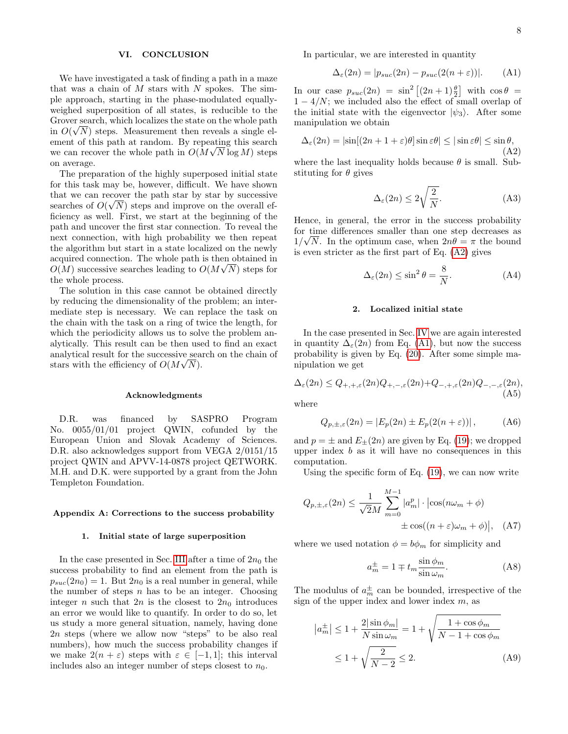## VI. CONCLUSION

We have investigated a task of finding a path in a maze that was a chain of $M$ stars with $N$ spokes. The simple approach, starting in the phase-modulated equally-weighed superposition of all states, is reducible to the Grover search, which localizes the state on the whole path in $O(\sqrt{N})$ steps. Measurement then reveals a single element of this path at random. By repeating this search we can recover the whole path in $O(M\sqrt{N}\log M)$ steps on average.

The preparation of the highly superposed initial state for this task may be, however, difficult. We have shown that we can recover the path star by star by successive searches of $O(\sqrt{N})$ steps and improve on the overall efficiency as well. First, we start at the beginning of the path and uncover the first star connection. To reveal the next connection, with high probability we then repeat the algorithm but start in a state localized on the newly acquired connection. The whole path is then obtained in $O(M)$ successive searches leading to $O(M\sqrt{N})$ steps for the whole process.

The solution in this case cannot be obtained directly by reducing the dimensionality of the problem; an intermediate step is necessary. We can replace the task on the chain with the task on a ring of twice the length, for which the periodicity allows us to solve the problem analytically. This result can be then used to find an exact analytical result for the successive search on the chain of stars with the efficiency of $O(M\sqrt{N})$.

### Acknowledgments

D.R. was financed by SASPRO Program No. 0055/01/01 project QWIN, cofunded by the European Union and Slovak Academy of Sciences. D.R. also acknowledges support from VEGA 2/0151/15 project QWIN and APVV-14-0878 project QETWORK. M.H. and D.K. were supported by a grant from the John Templeton Foundation.

## Appendix A: Corrections to the success probability

### 1. Initial state of large superposition

In the case presented in Sec. III after a time of $2n_0$ the success probability to find an element from the path is $p_{suc}(2n_0) = 1$. But $2n_0$ is a real number in general, while the number of steps $n$ has to be an integer. Choosing integer $n$ such that $2n$ is the closest to $2n_0$ introduces an error we would like to quantify. In order to do so, let us study a more general situation, namely, having done $2n$ steps (where we allow now "steps" to be also real numbers), how much the success probability changes if we make $2(n+\varepsilon)$ steps with $\varepsilon \in [-1, 1]$; this interval includes also an integer number of steps closest to $n_0$.

In particular, we are interested in quantity

$$\Delta_\varepsilon(2n) = |p_{suc}(2n) - p_{suc}(2(n+\varepsilon))|. \tag{A1}$$

In our case $p_{suc}(2n) = \sin^2\left[(2n+1)\frac{\theta}{2}\right]$ with $\cos\theta = 1 - 4/N$; we included also the effect of small overlap of the initial state with the eigenvector $|\psi_3\rangle$. After some manipulation we obtain

$$\Delta_\varepsilon(2n) = |\sin[(2n+1+\varepsilon)\theta]\sin\varepsilon\theta| \leq |\sin\varepsilon\theta| \leq \sin\theta, \tag{A2}$$

where the last inequality holds because $\theta$ is small. Substituting for $\theta$ gives

$$\Delta_\varepsilon(2n) \leq 2\sqrt{\frac{2}{N}}. \tag{A3}$$

Hence, in general, the error in the success probability for time differences smaller than one step decreases as $1/\sqrt{N}$. In the optimum case, when $2n\theta = \pi$ the bound is even stricter as the first part of Eq. (A2) gives

$$\Delta_\varepsilon(2n) \leq \sin^2\theta = \frac{8}{N}. \tag{A4}$$

### 2. Localized initial state

In the case presented in Sec. IV we are again interested in quantity $\Delta_\varepsilon(2n)$ from Eq. (A1), but now the success probability is given by Eq. (20). After some simple manipulation we get

$$\Delta_\varepsilon(2n) \leq Q_{+,+,\varepsilon}(2n)Q_{+,-,\varepsilon}(2n) + Q_{-,+,\varepsilon}(2n)Q_{-,-,\varepsilon}(2n), \tag{A5}$$

where

$$Q_{p,\pm,\varepsilon}(2n) = |E_p(2n) \pm E_p(2(n+\varepsilon))|, \tag{A6}$$

and $p = \pm$ and $E_\pm(2n)$ are given by Eq. (19); we dropped upper index $b$ as it will have no consequences in this computation.

Using the specific form of Eq. (19), we can now write

$$Q_{p,\pm,\varepsilon}(2n) \leq \frac{1}{\sqrt{2}M}\sum_{m=0}^{M-1}|a_m^p| \cdot \big|\cos(n\omega_m + \phi) \pm \cos((n+\varepsilon)\omega_m + \phi)\big|, \tag{A7}$$

where we used notation $\phi = b\phi_m$ for simplicity and

$$a_m^\pm = 1 \mp t_m \frac{\sin\phi_m}{\sin\omega_m}. \tag{A8}$$

The modulus of $a_m^\pm$ can be bounded, irrespective of the sign of the upper index and lower index $m$, as

$$\begin{aligned}|a_m^\pm| &\leq 1 + \frac{2|\sin\phi_m|}{N\sin\omega_m} = 1 + \sqrt{\frac{1+\cos\phi_m}{N-1+\cos\phi_m}} \\ &\leq 1 + \sqrt{\frac{2}{N-2}} \leq 2.\end{aligned} \tag{A9}$$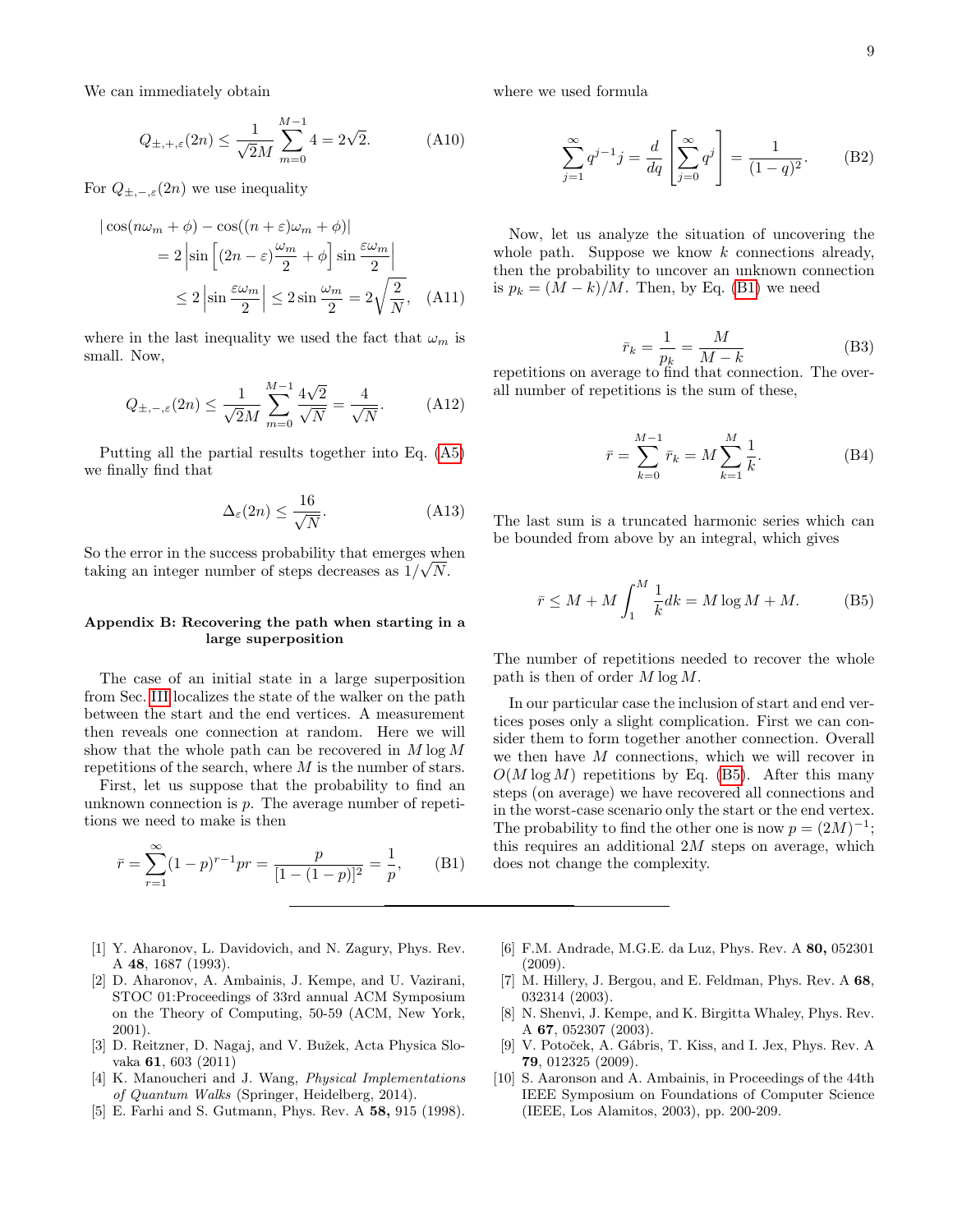We can immediately obtain

$$Q_{\pm,+,\varepsilon}(2n) \leq \frac{1}{\sqrt{2}M} \sum_{m=0}^{M-1} 4 = 2\sqrt{2}. \tag{A10}$$

For $Q_{\pm,-,\varepsilon}(2n)$ we use inequality

$$\begin{aligned} |\cos(n\omega_m + \phi) - \cos((n+\varepsilon)\omega_m + \phi)| \\ = 2\left|\sin\left[(2n-\varepsilon)\frac{\omega_m}{2} + \phi\right]\sin\frac{\varepsilon\omega_m}{2}\right| \\ \leq 2\left|\sin\frac{\varepsilon\omega_m}{2}\right| \leq 2\sin\frac{\omega_m}{2} = 2\sqrt{\frac{2}{N}}, \end{aligned} \tag{A11}$$

where in the last inequality we used the fact that $\omega_m$ is small. Now,

$$Q_{\pm,-,\varepsilon}(2n) \leq \frac{1}{\sqrt{2}M} \sum_{m=0}^{M-1} \frac{4\sqrt{2}}{\sqrt{N}} = \frac{4}{\sqrt{N}}. \tag{A12}$$

Putting all the partial results together into Eq. (A5) we finally find that

$$\Delta_\varepsilon(2n) \leq \frac{16}{\sqrt{N}}. \tag{A13}$$

So the error in the success probability that emerges when taking an integer number of steps decreases as $1/\sqrt{N}$.

## Appendix B: Recovering the path when starting in a large superposition

The case of an initial state in a large superposition from Sec. III localizes the state of the walker on the path between the start and the end vertices. A measurement then reveals one connection at random. Here we will show that the whole path can be recovered in $M \log M$ repetitions of the search, where $M$ is the number of stars.

First, let us suppose that the probability to find an unknown connection is $p$. The average number of repetitions we need to make is then

$$\bar{r} = \sum_{r=1}^{\infty} (1-p)^{r-1} pr = \frac{p}{[1-(1-p)]^2} = \frac{1}{p}, \tag{B1}$$

where we used formula

$$\sum_{j=1}^{\infty} q^{j-1} j = \frac{d}{dq}\left[\sum_{j=0}^{\infty} q^j\right] = \frac{1}{(1-q)^2}. \tag{B2}$$

Now, let us analyze the situation of uncovering the whole path. Suppose we know $k$ connections already, then the probability to uncover an unknown connection is $p_k = (M-k)/M$. Then, by Eq. (B1) we need

$$\bar{r}_k = \frac{1}{p_k} = \frac{M}{M-k} \tag{B3}$$

repetitions on average to find that connection. The overall number of repetitions is the sum of these,

$$\bar{r} = \sum_{k=0}^{M-1} \bar{r}_k = M \sum_{k=1}^{M} \frac{1}{k}. \tag{B4}$$

The last sum is a truncated harmonic series which can be bounded from above by an integral, which gives

$$\bar{r} \leq M + M \int_1^M \frac{1}{k} dk = M \log M + M. \tag{B5}$$

The number of repetitions needed to recover the whole path is then of order $M \log M$.

In our particular case the inclusion of start and end vertices poses only a slight complication. First we can consider them to form together another connection. Overall we then have $M$ connections, which we will recover in $O(M \log M)$ repetitions by Eq. (B5). After this many steps (on average) we have recovered all connections and in the worst-case scenario only the start or the end vertex. The probability to find the other one is now $p = (2M)^{-1}$; this requires an additional $2M$ steps on average, which does not change the complexity.

---

[1] Y. Aharonov, L. Davidovich, and N. Zagury, Phys. Rev. A **48**, 1687 (1993).

[2] D. Aharonov, A. Ambainis, J. Kempe, and U. Vazirani, STOC 01:Proceedings of 33rd annual ACM Symposium on the Theory of Computing, 50-59 (ACM, New York, 2001).

[3] D. Reitzner, D. Nagaj, and V. Bužek, Acta Physica Slovaka **61**, 603 (2011)

[4] K. Manoucheri and J. Wang, *Physical Implementations of Quantum Walks* (Springer, Heidelberg, 2014).

[5] E. Farhi and S. Gutmann, Phys. Rev. A **58,** 915 (1998).

[6] F.M. Andrade, M.G.E. da Luz, Phys. Rev. A **80,** 052301 (2009).

[7] M. Hillery, J. Bergou, and E. Feldman, Phys. Rev. A **68**, 032314 (2003).

[8] N. Shenvi, J. Kempe, and K. Birgitta Whaley, Phys. Rev. A **67**, 052307 (2003).

[9] V. Potoček, A. Gábris, T. Kiss, and I. Jex, Phys. Rev. A **79**, 012325 (2009).

[10] S. Aaronson and A. Ambainis, in Proceedings of the 44th IEEE Symposium on Foundations of Computer Science (IEEE, Los Alamitos, 2003), pp. 200-209.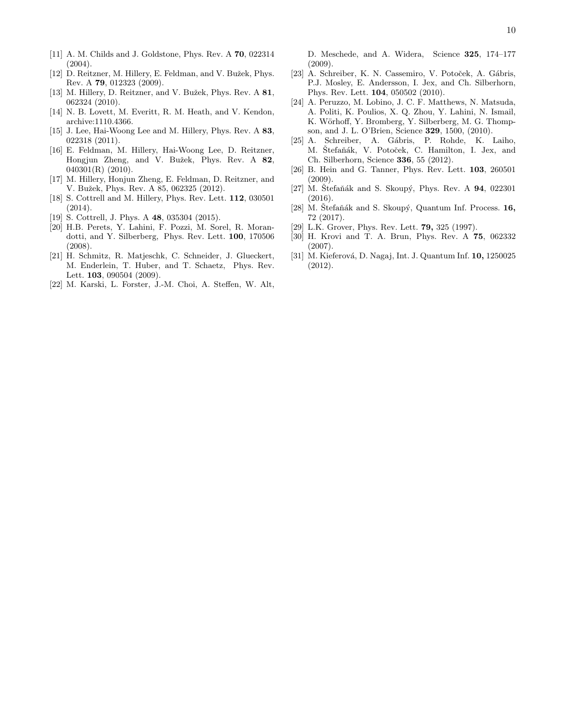[11] A. M. Childs and J. Goldstone, Phys. Rev. A **70**, 022314 (2004).

[12] D. Reitzner, M. Hillery, E. Feldman, and V. Bužek, Phys. Rev. A **79**, 012323 (2009).

[13] M. Hillery, D. Reitzner, and V. Bužek, Phys. Rev. A **81**, 062324 (2010).

[14] N. B. Lovett, M. Everitt, R. M. Heath, and V. Kendon, archive:1110.4366.

[15] J. Lee, Hai-Woong Lee and M. Hillery, Phys. Rev. A **83**, 022318 (2011).

[16] E. Feldman, M. Hillery, Hai-Woong Lee, D. Reitzner, Hongjun Zheng, and V. Bužek, Phys. Rev. A **82**, 040301(R) (2010).

[17] M. Hillery, Honjun Zheng, E. Feldman, D. Reitzner, and V. Bužek, Phys. Rev. A 85, 062325 (2012).

[18] S. Cottrell and M. Hillery, Phys. Rev. Lett. **112**, 030501 (2014).

[19] S. Cottrell, J. Phys. A **48**, 035304 (2015).

[20] H.B. Perets, Y. Lahini, F. Pozzi, M. Sorel, R. Morandotti, and Y. Silberberg, Phys. Rev. Lett. **100**, 170506 (2008).

[21] H. Schmitz, R. Matjeschk, C. Schneider, J. Glueckert, M. Enderlein, T. Huber, and T. Schaetz, Phys. Rev. Lett. **103**, 090504 (2009).

[22] M. Karski, L. Forster, J.-M. Choi, A. Steffen, W. Alt, D. Meschede, and A. Widera, Science **325**, 174–177 (2009).

[23] A. Schreiber, K. N. Cassemiro, V. Potoček, A. Gábris, P.J. Mosley, E. Andersson, I. Jex, and Ch. Silberhorn, Phys. Rev. Lett. **104**, 050502 (2010).

[24] A. Peruzzo, M. Lobino, J. C. F. Matthews, N. Matsuda, A. Politi, K. Poulios, X. Q. Zhou, Y. Lahini, N. Ismail, K. Wörhoff, Y. Bromberg, Y. Silberberg, M. G. Thompson, and J. L. O'Brien, Science **329**, 1500, (2010).

[25] A. Schreiber, A. Gábris, P. Rohde, K. Laiho, M. Štefaňák, V. Potoček, C. Hamilton, I. Jex, and Ch. Silberhorn, Science **336**, 55 (2012).

[26] B. Hein and G. Tanner, Phys. Rev. Lett. **103**, 260501 (2009).

[27] M. Štefaňák and S. Skoupý, Phys. Rev. A **94**, 022301 (2016).

[28] M. Štefaňák and S. Skoupý, Quantum Inf. Process. **16,** 72 (2017).

[29] L.K. Grover, Phys. Rev. Lett. **79,** 325 (1997).

[30] H. Krovi and T. A. Brun, Phys. Rev. A **75**, 062332 (2007).

[31] M. Kieferová, D. Nagaj, Int. J. Quantum Inf. **10,** 1250025 (2012).